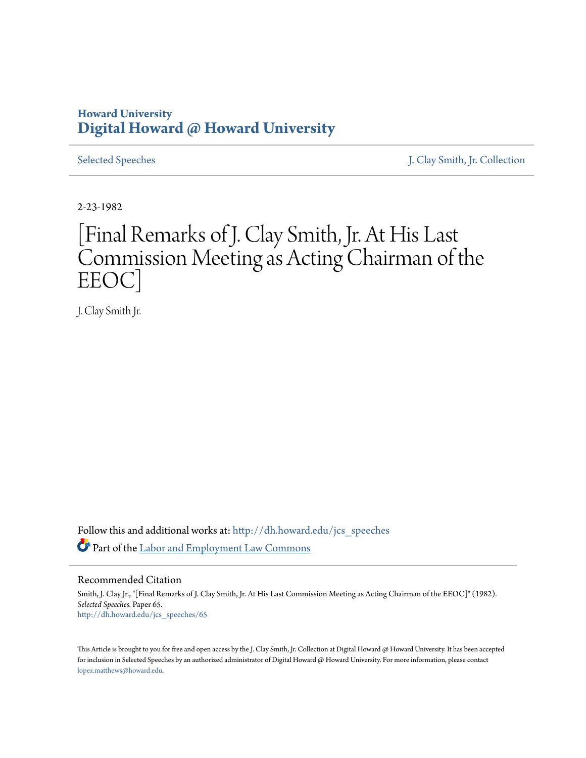Howard University
# Digital Howard @ Howard University

Selected Speeches | J. Clay Smith, Jr. Collection

2-23-1982

# [Final Remarks of J. Clay Smith, Jr. At His Last Commission Meeting as Acting Chairman of the EEOC]

J. Clay Smith Jr.

Follow this and additional works at: http://dh.howard.edu/jcs_speeches

Part of the Labor and Employment Law Commons

## Recommended Citation

Smith, J. Clay Jr., "[Final Remarks of J. Clay Smith, Jr. At His Last Commission Meeting as Acting Chairman of the EEOC]" (1982). *Selected Speeches*. Paper 65.
http://dh.howard.edu/jcs_speeches/65

This Article is brought to you for free and open access by the J. Clay Smith, Jr. Collection at Digital Howard @ Howard University. It has been accepted for inclusion in Selected Speeches by an authorized administrator of Digital Howard @ Howard University. For more information, please contact lopez.matthews@howard.edu.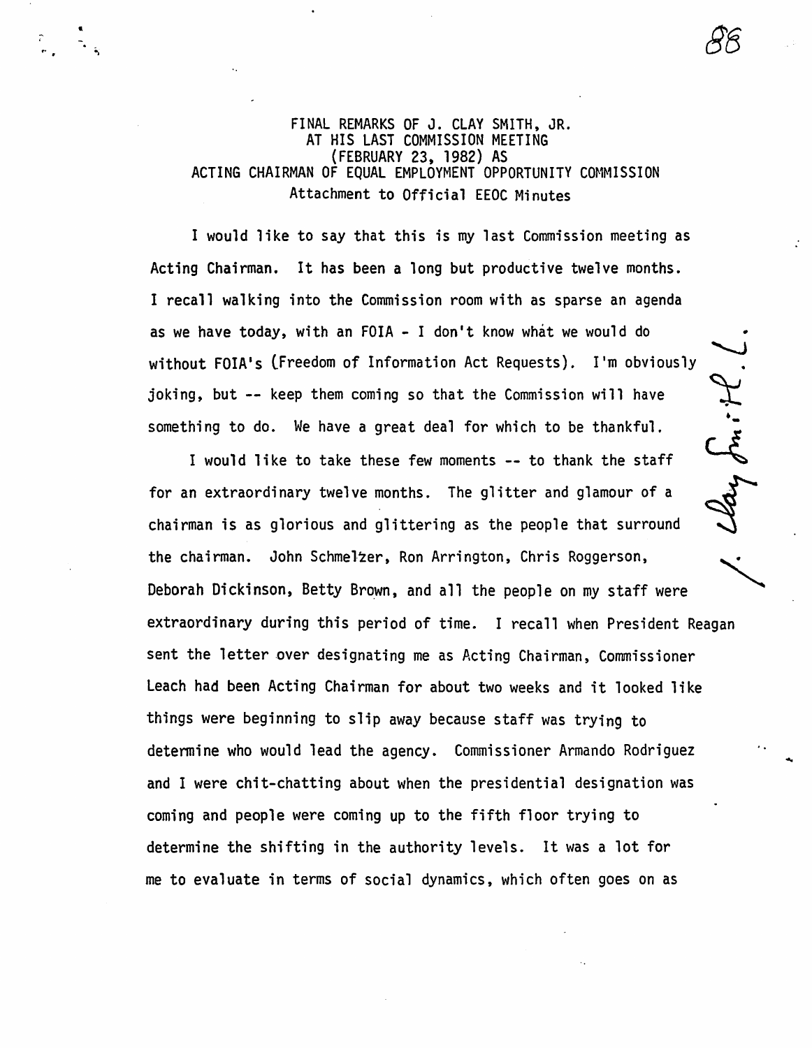FINAL REMARKS OF J. CLAY SMITH, JR.
AT HIS LAST COMMISSION MEETING
(FEBRUARY 23, 1982) AS
ACTING CHAIRMAN OF EQUAL EMPLOYMENT OPPORTUNITY COMMISSION
Attachment to Official EEOC Minutes

I would like to say that this is my last Commission meeting as Acting Chairman. It has been a long but productive twelve months. I recall walking into the Commission room with as sparse an agenda as we have today, with an FOIA - I don't know what we would do without FOIA's (Freedom of Information Act Requests). I'm obviously joking, but -- keep them coming so that the Commission will have something to do. We have a great deal for which to be thankful.

I would like to take these few moments -- to thank the staff for an extraordinary twelve months. The glitter and glamour of a chairman is as glorious and glittering as the people that surround the chairman. John Schmelzer, Ron Arrington, Chris Roggerson, Deborah Dickinson, Betty Brown, and all the people on my staff were extraordinary during this period of time. I recall when President Reagan sent the letter over designating me as Acting Chairman, Commissioner Leach had been Acting Chairman for about two weeks and it looked like things were beginning to slip away because staff was trying to determine who would lead the agency. Commissioner Armando Rodriguez and I were chit-chatting about when the presidential designation was coming and people were coming up to the fifth floor trying to determine the shifting in the authority levels. It was a lot for me to evaluate in terms of social dynamics, which often goes on as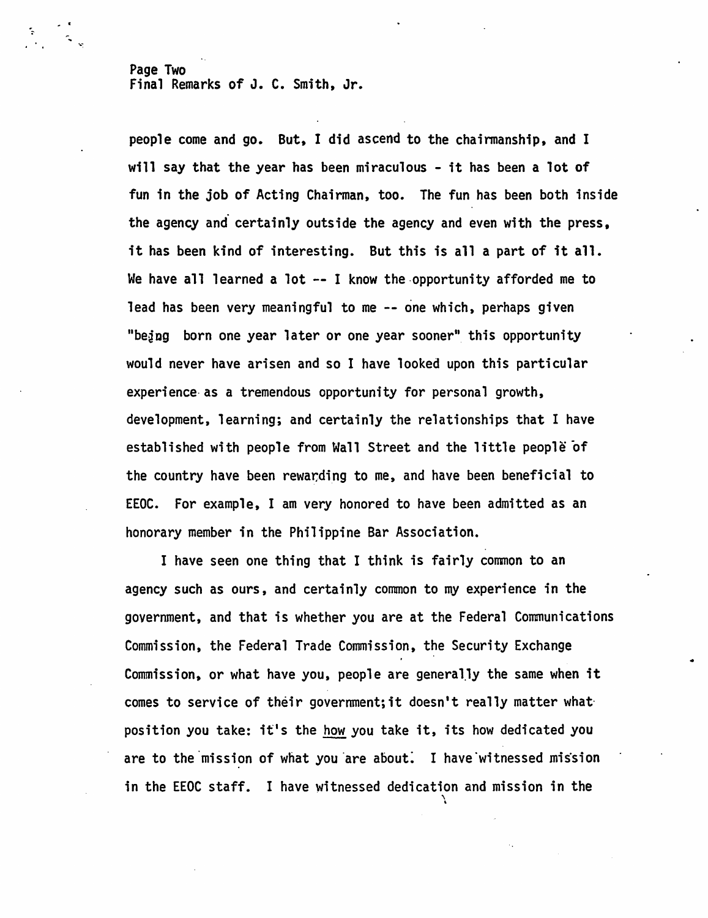people come and go. But, I did ascend to the chairmanship, and I will say that the year has been miraculous - it has been a lot of fun in the job of Acting Chairman, too. The fun has been both inside the agency and certainly outside the agency and even with the press, it has been kind of interesting. But this is all a part of it all. We have all learned a lot -- I know the opportunity afforded me to lead has been very meaningful to me -- one which, perhaps given "being born one year later or one year sooner" this opportunity would never have arisen and so I have looked upon this particular experience as a tremendous opportunity for personal growth, development, learning; and certainly the relationships that I have established with people from Wall Street and the little people of the country have been rewarding to me, and have been beneficial to EEOC. For example, I am very honored to have been admitted as an honorary member in the Philippine Bar Association.

I have seen one thing that I think is fairly common to an agency such as ours, and certainly common to my experience in the government, and that is whether you are at the Federal Communications Commission, the Federal Trade Commission, the Security Exchange Commission, or what have you, people are generally the same when it comes to service of their government; it doesn't really matter what position you take: it's the how you take it, its how dedicated you are to the mission of what you are about. I have witnessed mission in the EEOC staff. I have witnessed dedication and mission in the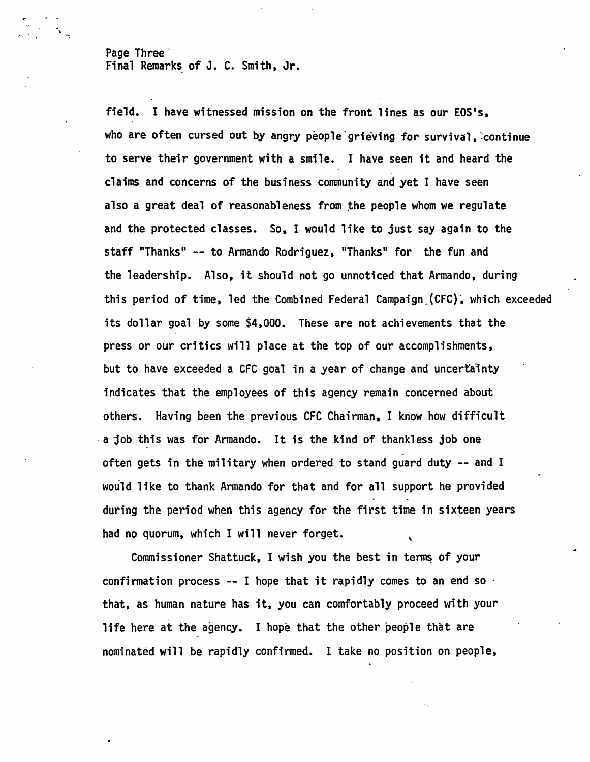field. I have witnessed mission on the front lines as our EOS's, who are often cursed out by angry people grieving for survival, continue to serve their government with a smile. I have seen it and heard the claims and concerns of the business community and yet I have seen also a great deal of reasonableness from the people whom we regulate and the protected classes. So, I would like to just say again to the staff "Thanks" -- to Armando Rodriguez, "Thanks" for the fun and the leadership. Also, it should not go unnoticed that Armando, during this period of time, led the Combined Federal Campaign (CFC), which exceeded its dollar goal by some $4,000. These are not achievements that the press or our critics will place at the top of our accomplishments, but to have exceeded a CFC goal in a year of change and uncertainty indicates that the employees of this agency remain concerned about others. Having been the previous CFC Chairman, I know how difficult a job this was for Armando. It is the kind of thankless job one often gets in the military when ordered to stand guard duty -- and I would like to thank Armando for that and for all support he provided during the period when this agency for the first time in sixteen years had no quorum, which I will never forget.

Commissioner Shattuck, I wish you the best in terms of your confirmation process -- I hope that it rapidly comes to an end so that, as human nature has it, you can comfortably proceed with your life here at the agency. I hope that the other people that are nominated will be rapidly confirmed. I take no position on people,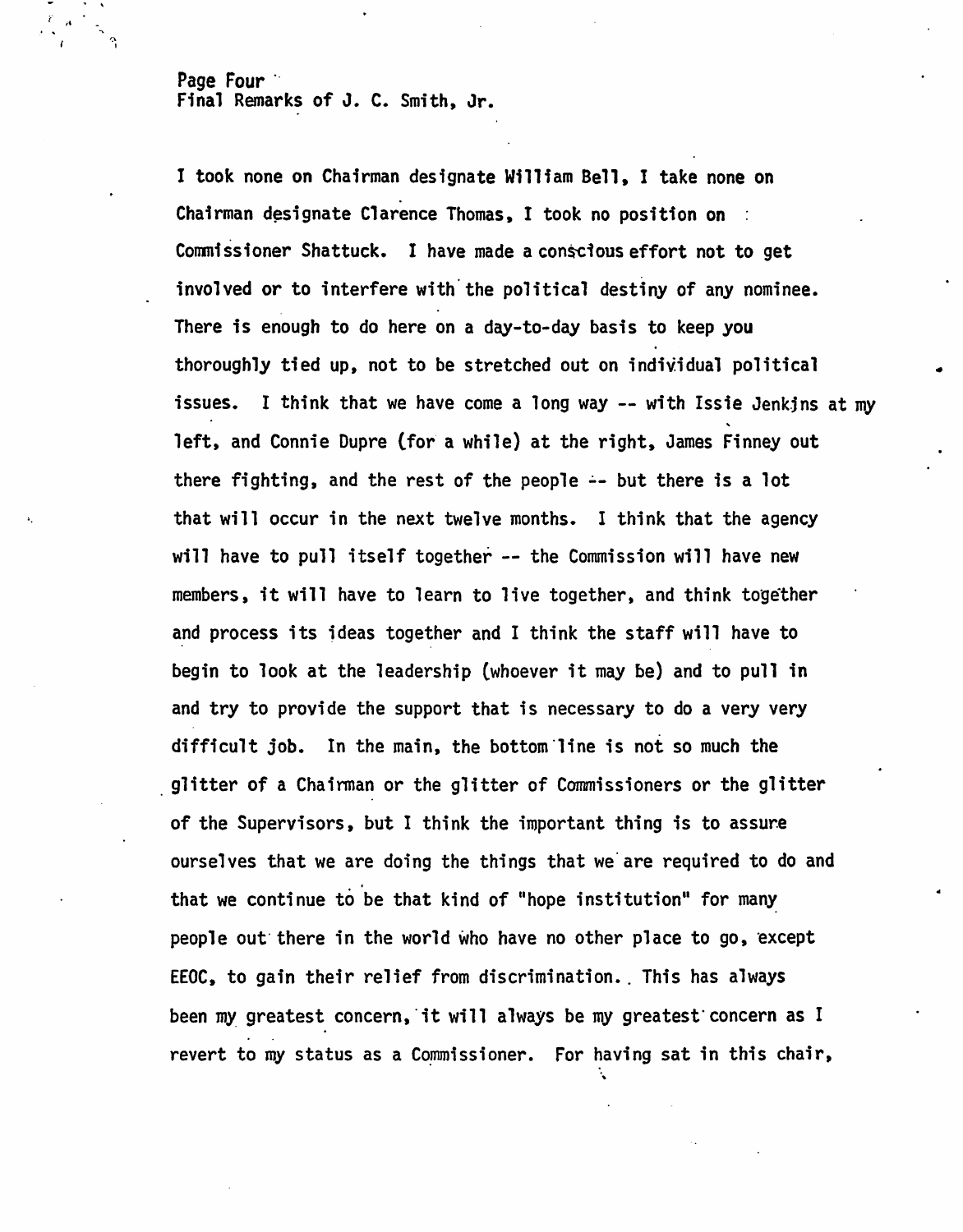I took none on Chairman designate William Bell, I take none on Chairman designate Clarence Thomas, I took no position on Commissioner Shattuck. I have made a conscious effort not to get involved or to interfere with the political destiny of any nominee. There is enough to do here on a day-to-day basis to keep you thoroughly tied up, not to be stretched out on individual political issues. I think that we have come a long way -- with Issie Jenkins at my left, and Connie Dupre (for a while) at the right, James Finney out there fighting, and the rest of the people -- but there is a lot that will occur in the next twelve months. I think that the agency will have to pull itself together -- the Commission will have new members, it will have to learn to live together, and think together and process its ideas together and I think the staff will have to begin to look at the leadership (whoever it may be) and to pull in and try to provide the support that is necessary to do a very very difficult job. In the main, the bottom line is not so much the glitter of a Chairman or the glitter of Commissioners or the glitter of the Supervisors, but I think the important thing is to assure ourselves that we are doing the things that we are required to do and that we continue to be that kind of "hope institution" for many people out there in the world who have no other place to go, except EEOC, to gain their relief from discrimination. This has always been my greatest concern, it will always be my greatest concern as I revert to my status as a Commissioner. For having sat in this chair,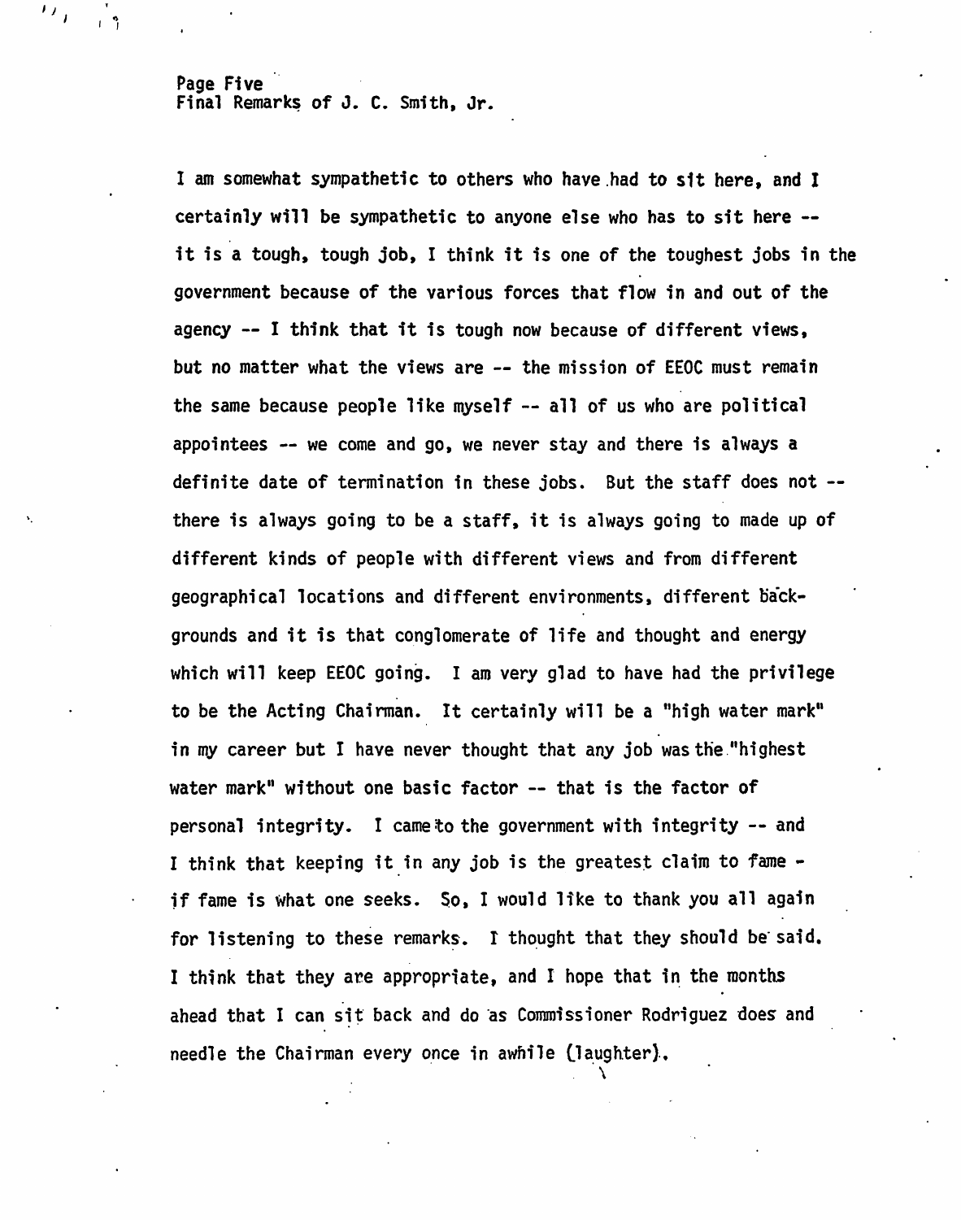I am somewhat sympathetic to others who have had to sit here, and I certainly will be sympathetic to anyone else who has to sit here -- it is a tough, tough job, I think it is one of the toughest jobs in the government because of the various forces that flow in and out of the agency -- I think that it is tough now because of different views, but no matter what the views are -- the mission of EEOC must remain the same because people like myself -- all of us who are political appointees -- we come and go, we never stay and there is always a definite date of termination in these jobs. But the staff does not -- there is always going to be a staff, it is always going to made up of different kinds of people with different views and from different geographical locations and different environments, different backgrounds and it is that conglomerate of life and thought and energy which will keep EEOC going. I am very glad to have had the privilege to be the Acting Chairman. It certainly will be a "high water mark" in my career but I have never thought that any job was the "highest water mark" without one basic factor -- that is the factor of personal integrity. I came to the government with integrity -- and I think that keeping it in any job is the greatest claim to fame - if fame is what one seeks. So, I would like to thank you all again for listening to these remarks. I thought that they should be said. I think that they are appropriate, and I hope that in the months ahead that I can sit back and do as Commissioner Rodriguez does and needle the Chairman every once in awhile (laughter).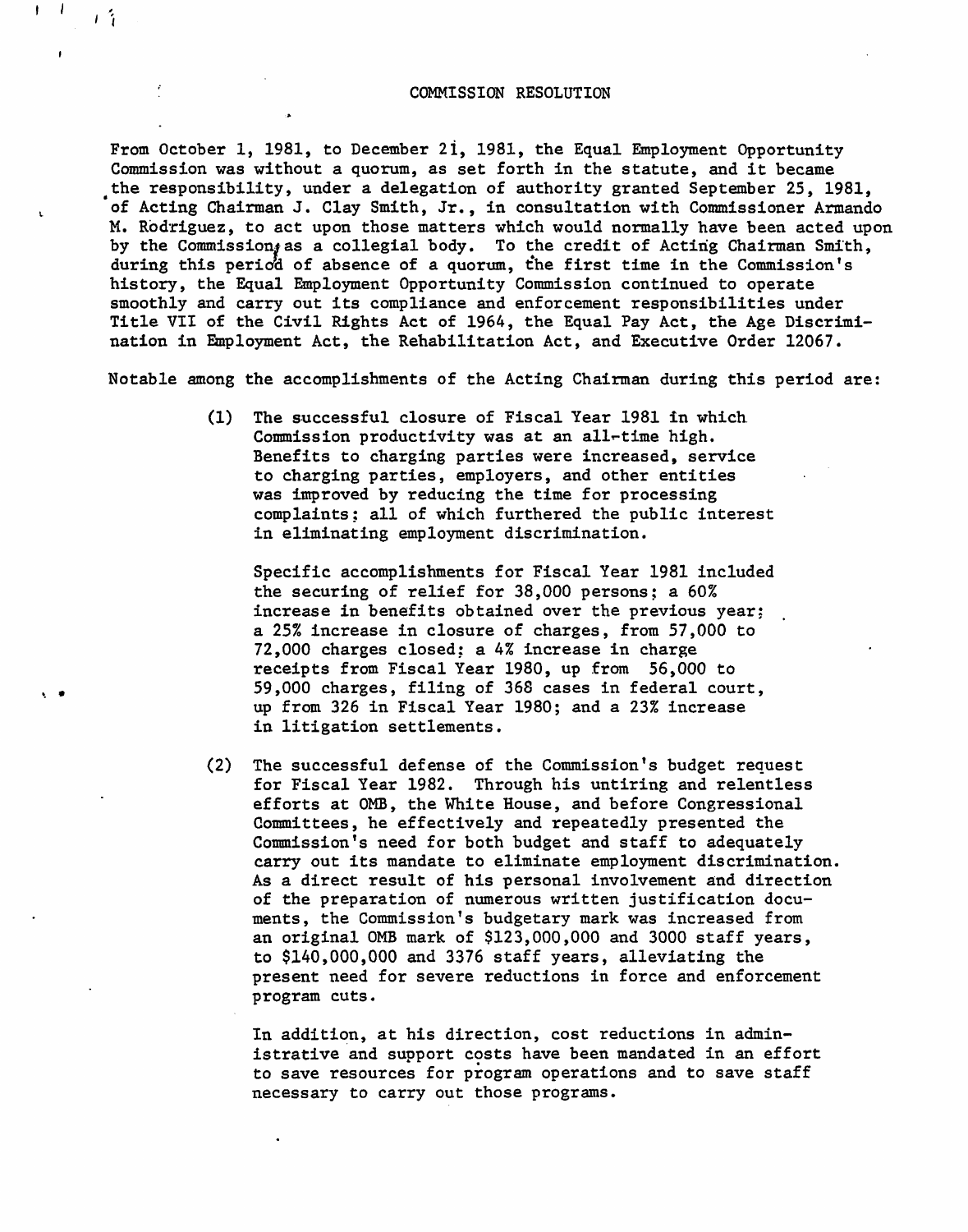# COMMISSION RESOLUTION

From October 1, 1981, to December 21, 1981, the Equal Employment Opportunity Commission was without a quorum, as set forth in the statute, and it became the responsibility, under a delegation of authority granted September 25, 1981, of Acting Chairman J. Clay Smith, Jr., in consultation with Commissioner Armando M. Rodriguez, to act upon those matters which would normally have been acted upon by the Commission as a collegial body. To the credit of Acting Chairman Smith, during this period of absence of a quorum, the first time in the Commission's history, the Equal Employment Opportunity Commission continued to operate smoothly and carry out its compliance and enforcement responsibilities under Title VII of the Civil Rights Act of 1964, the Equal Pay Act, the Age Discrimination in Employment Act, the Rehabilitation Act, and Executive Order 12067.

Notable among the accomplishments of the Acting Chairman during this period are:

(1) The successful closure of Fiscal Year 1981 in which Commission productivity was at an all-time high. Benefits to charging parties were increased, service to charging parties, employers, and other entities was improved by reducing the time for processing complaints; all of which furthered the public interest in eliminating employment discrimination.

Specific accomplishments for Fiscal Year 1981 included the securing of relief for 38,000 persons; a 60% increase in benefits obtained over the previous year; a 25% increase in closure of charges, from 57,000 to 72,000 charges closed; a 4% increase in charge receipts from Fiscal Year 1980, up from 56,000 to 59,000 charges, filing of 368 cases in federal court, up from 326 in Fiscal Year 1980; and a 23% increase in litigation settlements.

(2) The successful defense of the Commission's budget request for Fiscal Year 1982. Through his untiring and relentless efforts at OMB, the White House, and before Congressional Committees, he effectively and repeatedly presented the Commission's need for both budget and staff to adequately carry out its mandate to eliminate employment discrimination. As a direct result of his personal involvement and direction of the preparation of numerous written justification documents, the Commission's budgetary mark was increased from an original OMB mark of $123,000,000 and 3000 staff years, to $140,000,000 and 3376 staff years, alleviating the present need for severe reductions in force and enforcement program cuts.

In addition, at his direction, cost reductions in administrative and support costs have been mandated in an effort to save resources for program operations and to save staff necessary to carry out those programs.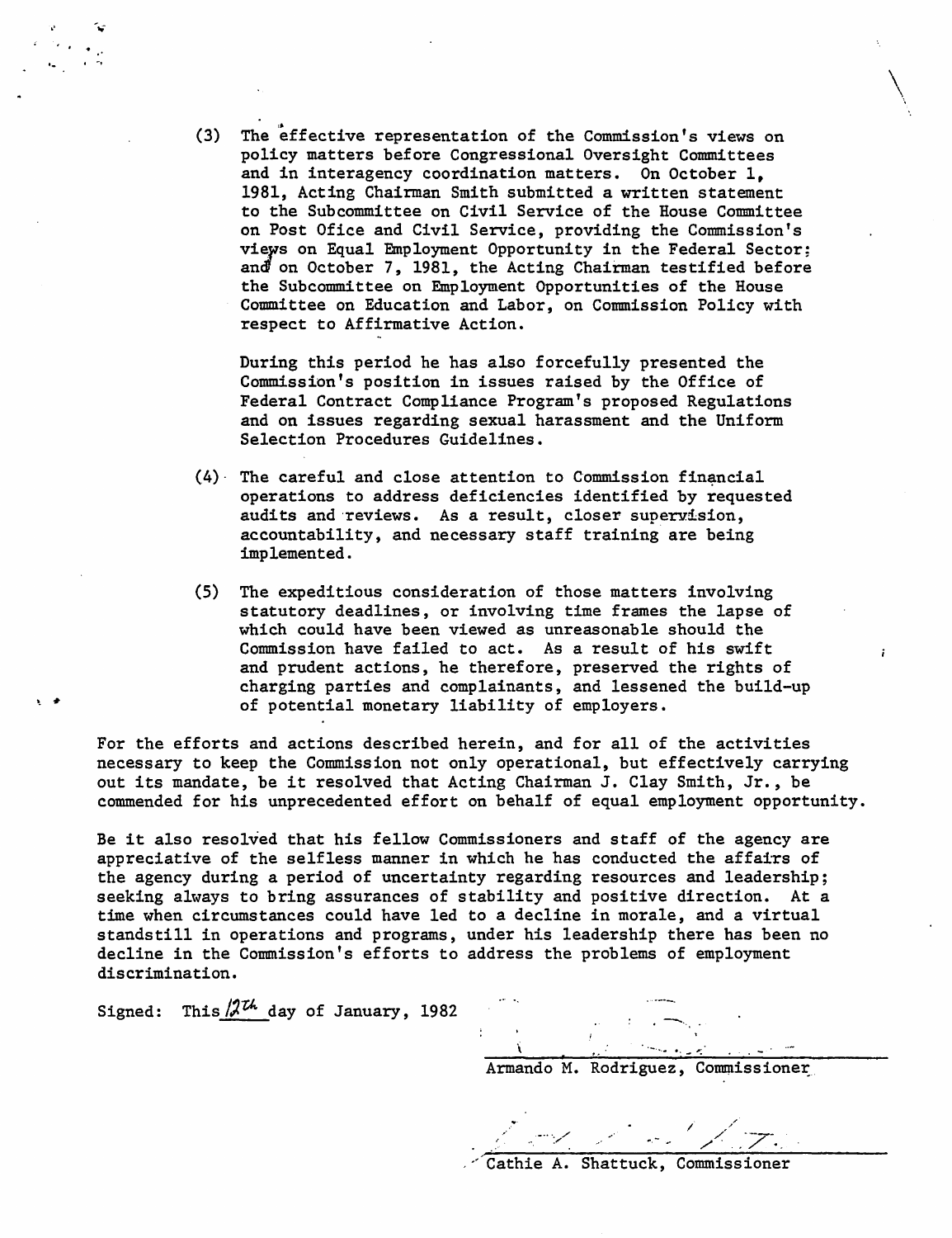(3) The effective representation of the Commission's views on policy matters before Congressional Oversight Committees and in interagency coordination matters. On October 1, 1981, Acting Chairman Smith submitted a written statement to the Subcommittee on Civil Service of the House Committee on Post Ofice and Civil Service, providing the Commission's views on Equal Employment Opportunity in the Federal Sector; and on October 7, 1981, the Acting Chairman testified before the Subcommittee on Employment Opportunities of the House Committee on Education and Labor, on Commission Policy with respect to Affirmative Action.

During this period he has also forcefully presented the Commission's position in issues raised by the Office of Federal Contract Compliance Program's proposed Regulations and on issues regarding sexual harassment and the Uniform Selection Procedures Guidelines.

(4) The careful and close attention to Commission financial operations to address deficiencies identified by requested audits and reviews. As a result, closer supervision, accountability, and necessary staff training are being implemented.

(5) The expeditious consideration of those matters involving statutory deadlines, or involving time frames the lapse of which could have been viewed as unreasonable should the Commission have failed to act. As a result of his swift and prudent actions, he therefore, preserved the rights of charging parties and complainants, and lessened the build-up of potential monetary liability of employers.

For the efforts and actions described herein, and for all of the activities necessary to keep the Commission not only operational, but effectively carrying out its mandate, be it resolved that Acting Chairman J. Clay Smith, Jr., be commended for his unprecedented effort on behalf of equal employment opportunity.

Be it also resolved that his fellow Commissioners and staff of the agency are appreciative of the selfless manner in which he has conducted the affairs of the agency during a period of uncertainty regarding resources and leadership; seeking always to bring assurances of stability and positive direction. At a time when circumstances could have led to a decline in morale, and a virtual standstill in operations and programs, under his leadership there has been no decline in the Commission's efforts to address the problems of employment discrimination.

Signed: This 12th day of January, 1982

Armando M. Rodriguez, Commissioner

Cathie A. Shattuck, Commissioner